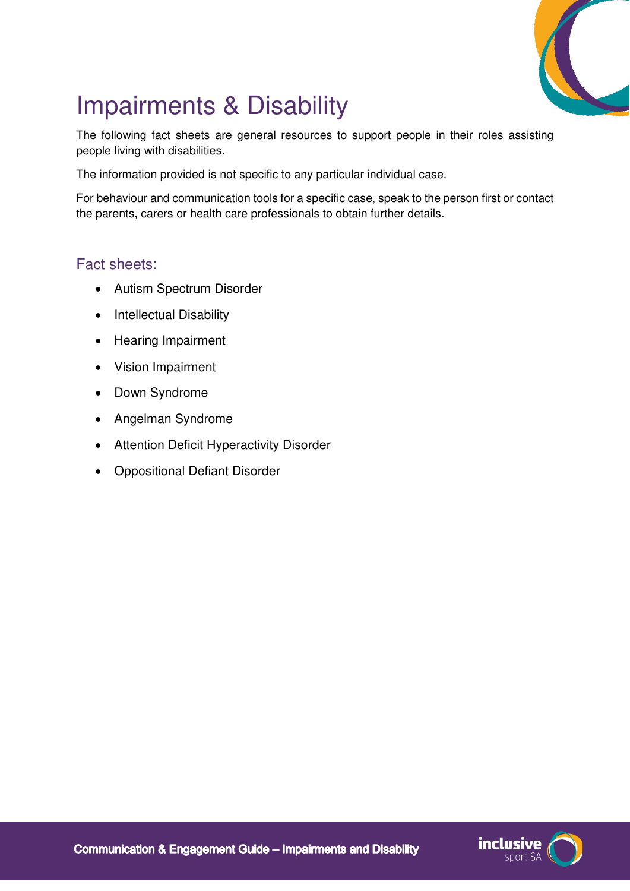# Impairments & Disability

The following fact sheets are general resources to support people in their roles assisting people living with disabilities.

The information provided is not specific to any particular individual case.

For behaviour and communication tools for a specific case, speak to the person first or contact the parents, carers or health care professionals to obtain further details.

## Fact sheets:

- Autism Spectrum Disorder
- Intellectual Disability
- Hearing Impairment
- Vision Impairment
- Down Syndrome
- Angelman Syndrome
- Attention Deficit Hyperactivity Disorder
- Oppositional Defiant Disorder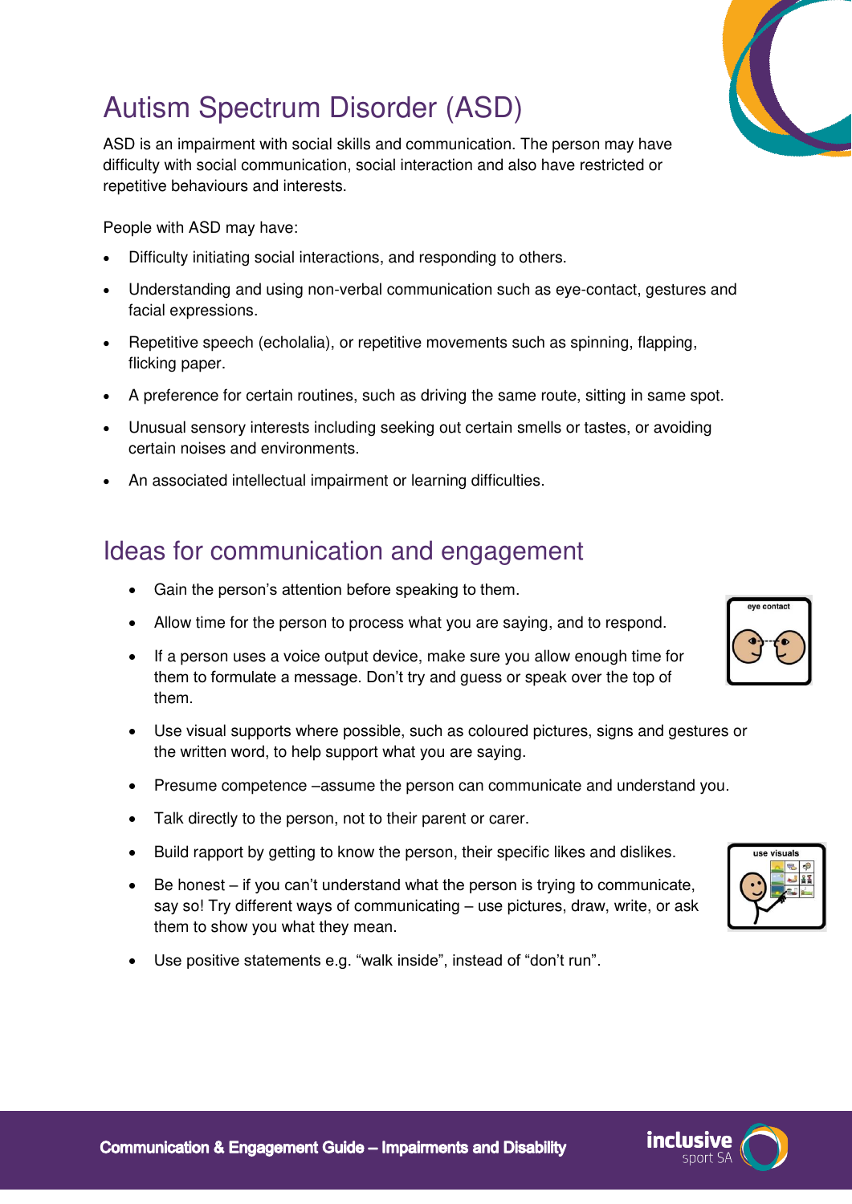# Autism Spectrum Disorder (ASD)

ASD is an impairment with social skills and communication. The person may have difficulty with social communication, social interaction and also have restricted or repetitive behaviours and interests.

People with ASD may have:

- Difficulty initiating social interactions, and responding to others.
- Understanding and using non-verbal communication such as eye-contact, gestures and facial expressions.
- Repetitive speech (echolalia), or repetitive movements such as spinning, flapping, flicking paper.
- A preference for certain routines, such as driving the same route, sitting in same spot.
- Unusual sensory interests including seeking out certain smells or tastes, or avoiding certain noises and environments.
- An associated intellectual impairment or learning difficulties.

## Ideas for communication and engagement

- Gain the person's attention before speaking to them.
- Allow time for the person to process what you are saying, and to respond.
- If a person uses a voice output device, make sure you allow enough time for them to formulate a message. Don't try and guess or speak over the top of them.
- Use visual supports where possible, such as coloured pictures, signs and gestures or the written word, to help support what you are saying.
- Presume competence –assume the person can communicate and understand you.
- Talk directly to the person, not to their parent or carer.
- Build rapport by getting to know the person, their specific likes and dislikes.
- Be honest – if you can't understand what the person is trying to communicate, say so! Try different ways of communicating – use pictures, draw, write, or ask them to show you what they mean.
- Use positive statements e.g. "walk inside", instead of "don't run".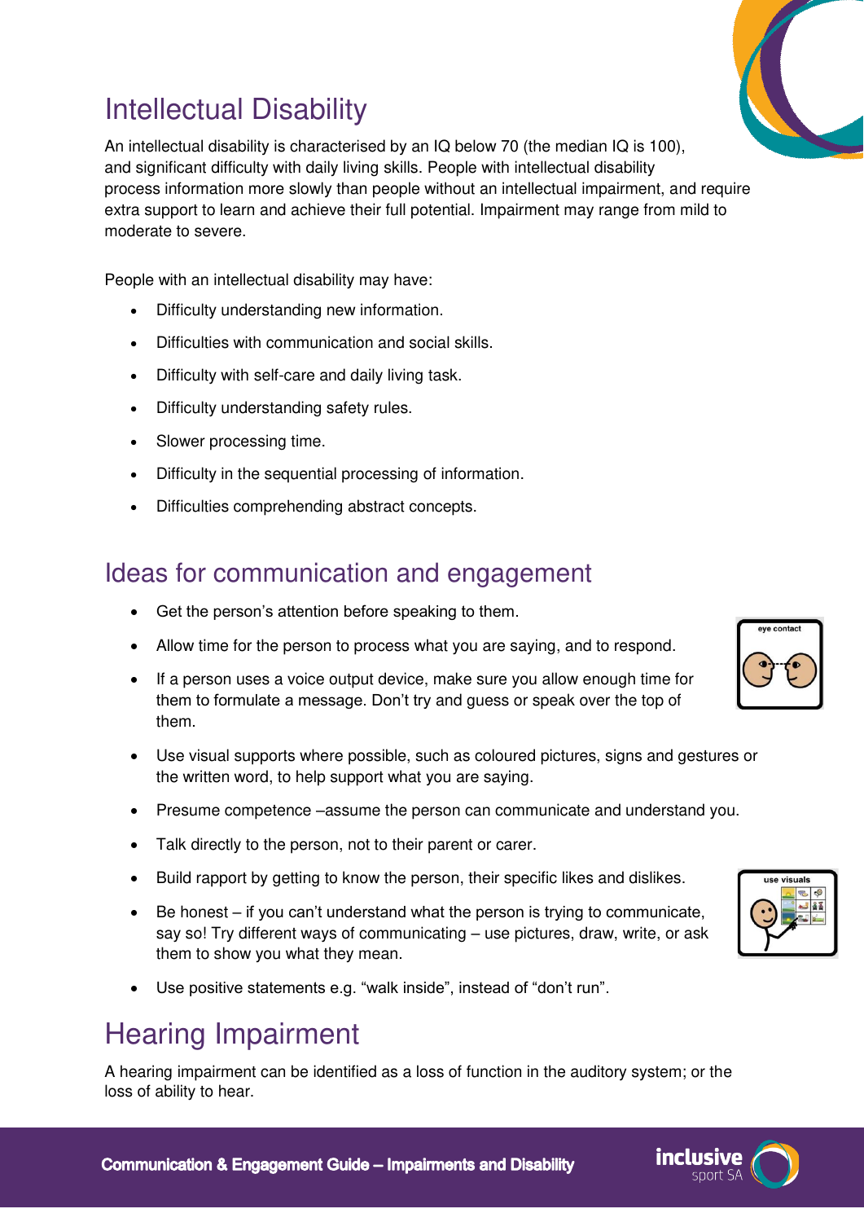# Intellectual Disability

An intellectual disability is characterised by an IQ below 70 (the median IQ is 100), and significant difficulty with daily living skills. People with intellectual disability process information more slowly than people without an intellectual impairment, and require extra support to learn and achieve their full potential. Impairment may range from mild to moderate to severe.

People with an intellectual disability may have:

- Difficulty understanding new information.
- Difficulties with communication and social skills.
- Difficulty with self-care and daily living task.
- Difficulty understanding safety rules.
- Slower processing time.
- Difficulty in the sequential processing of information.
- Difficulties comprehending abstract concepts.

## Ideas for communication and engagement

- Get the person's attention before speaking to them.
- Allow time for the person to process what you are saying, and to respond.
- If a person uses a voice output device, make sure you allow enough time for them to formulate a message. Don't try and guess or speak over the top of them.
- Use visual supports where possible, such as coloured pictures, signs and gestures or the written word, to help support what you are saying.
- Presume competence –assume the person can communicate and understand you.
- Talk directly to the person, not to their parent or carer.
- Build rapport by getting to know the person, their specific likes and dislikes.
- Be honest – if you can't understand what the person is trying to communicate, say so! Try different ways of communicating – use pictures, draw, write, or ask them to show you what they mean.
- Use positive statements e.g. "walk inside", instead of "don't run".

# Hearing Impairment

A hearing impairment can be identified as a loss of function in the auditory system; or the loss of ability to hear.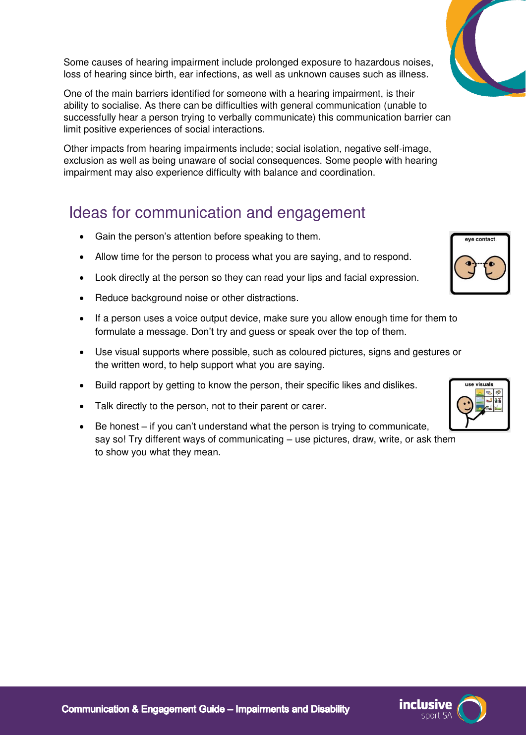Some causes of hearing impairment include prolonged exposure to hazardous noises, loss of hearing since birth, ear infections, as well as unknown causes such as illness.

One of the main barriers identified for someone with a hearing impairment, is their ability to socialise. As there can be difficulties with general communication (unable to successfully hear a person trying to verbally communicate) this communication barrier can limit positive experiences of social interactions.

Other impacts from hearing impairments include; social isolation, negative self-image, exclusion as well as being unaware of social consequences. Some people with hearing impairment may also experience difficulty with balance and coordination.

## Ideas for communication and engagement

- Gain the person's attention before speaking to them.
- Allow time for the person to process what you are saying, and to respond.
- Look directly at the person so they can read your lips and facial expression.
- Reduce background noise or other distractions.
- If a person uses a voice output device, make sure you allow enough time for them to formulate a message. Don't try and guess or speak over the top of them.
- Use visual supports where possible, such as coloured pictures, signs and gestures or the written word, to help support what you are saying.
- Build rapport by getting to know the person, their specific likes and dislikes.
- Talk directly to the person, not to their parent or carer.
- Be honest – if you can't understand what the person is trying to communicate, say so! Try different ways of communicating – use pictures, draw, write, or ask them to show you what they mean.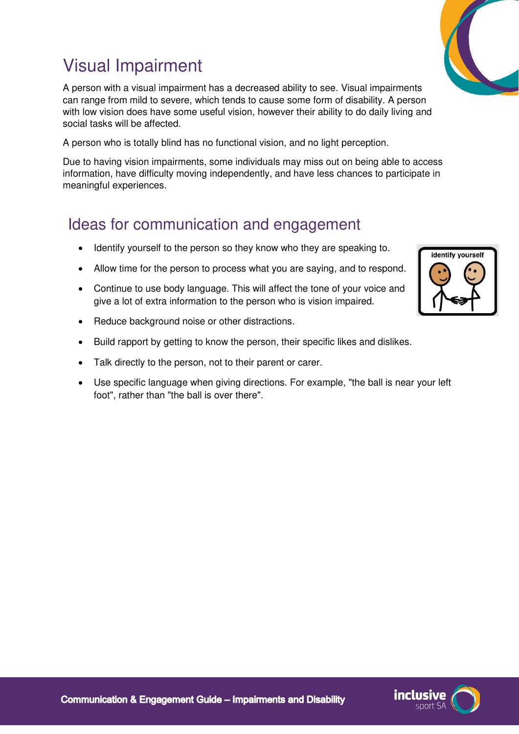# Visual Impairment

A person with a visual impairment has a decreased ability to see. Visual impairments can range from mild to severe, which tends to cause some form of disability. A person with low vision does have some useful vision, however their ability to do daily living and social tasks will be affected.

A person who is totally blind has no functional vision, and no light perception.

Due to having vision impairments, some individuals may miss out on being able to access information, have difficulty moving independently, and have less chances to participate in meaningful experiences.

## Ideas for communication and engagement

- Identify yourself to the person so they know who they are speaking to.
- Allow time for the person to process what you are saying, and to respond.
- Continue to use body language. This will affect the tone of your voice and give a lot of extra information to the person who is vision impaired.
- Reduce background noise or other distractions.
- Build rapport by getting to know the person, their specific likes and dislikes.
- Talk directly to the person, not to their parent or carer.
- Use specific language when giving directions. For example, "the ball is near your left foot", rather than "the ball is over there".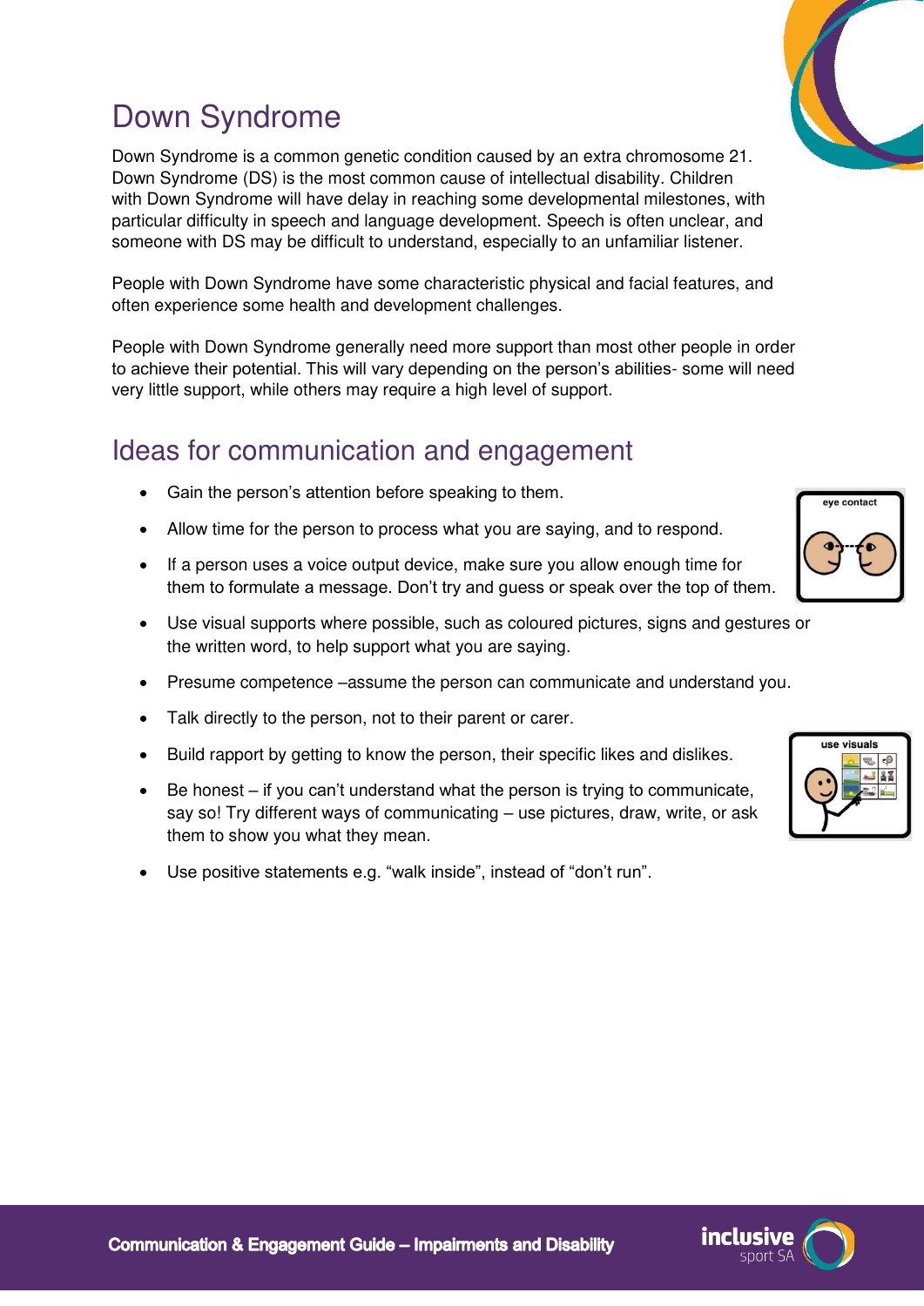# Down Syndrome

Down Syndrome is a common genetic condition caused by an extra chromosome 21. Down Syndrome (DS) is the most common cause of intellectual disability. Children with Down Syndrome will have delay in reaching some developmental milestones, with particular difficulty in speech and language development. Speech is often unclear, and someone with DS may be difficult to understand, especially to an unfamiliar listener.

People with Down Syndrome have some characteristic physical and facial features, and often experience some health and development challenges.

People with Down Syndrome generally need more support than most other people in order to achieve their potential. This will vary depending on the person's abilities- some will need very little support, while others may require a high level of support.

## Ideas for communication and engagement

- Gain the person's attention before speaking to them.
- Allow time for the person to process what you are saying, and to respond.
- If a person uses a voice output device, make sure you allow enough time for them to formulate a message. Don't try and guess or speak over the top of them.
- Use visual supports where possible, such as coloured pictures, signs and gestures or the written word, to help support what you are saying.
- Presume competence –assume the person can communicate and understand you.
- Talk directly to the person, not to their parent or carer.
- Build rapport by getting to know the person, their specific likes and dislikes.
- Be honest – if you can't understand what the person is trying to communicate, say so! Try different ways of communicating – use pictures, draw, write, or ask them to show you what they mean.
- Use positive statements e.g. "walk inside", instead of "don't run".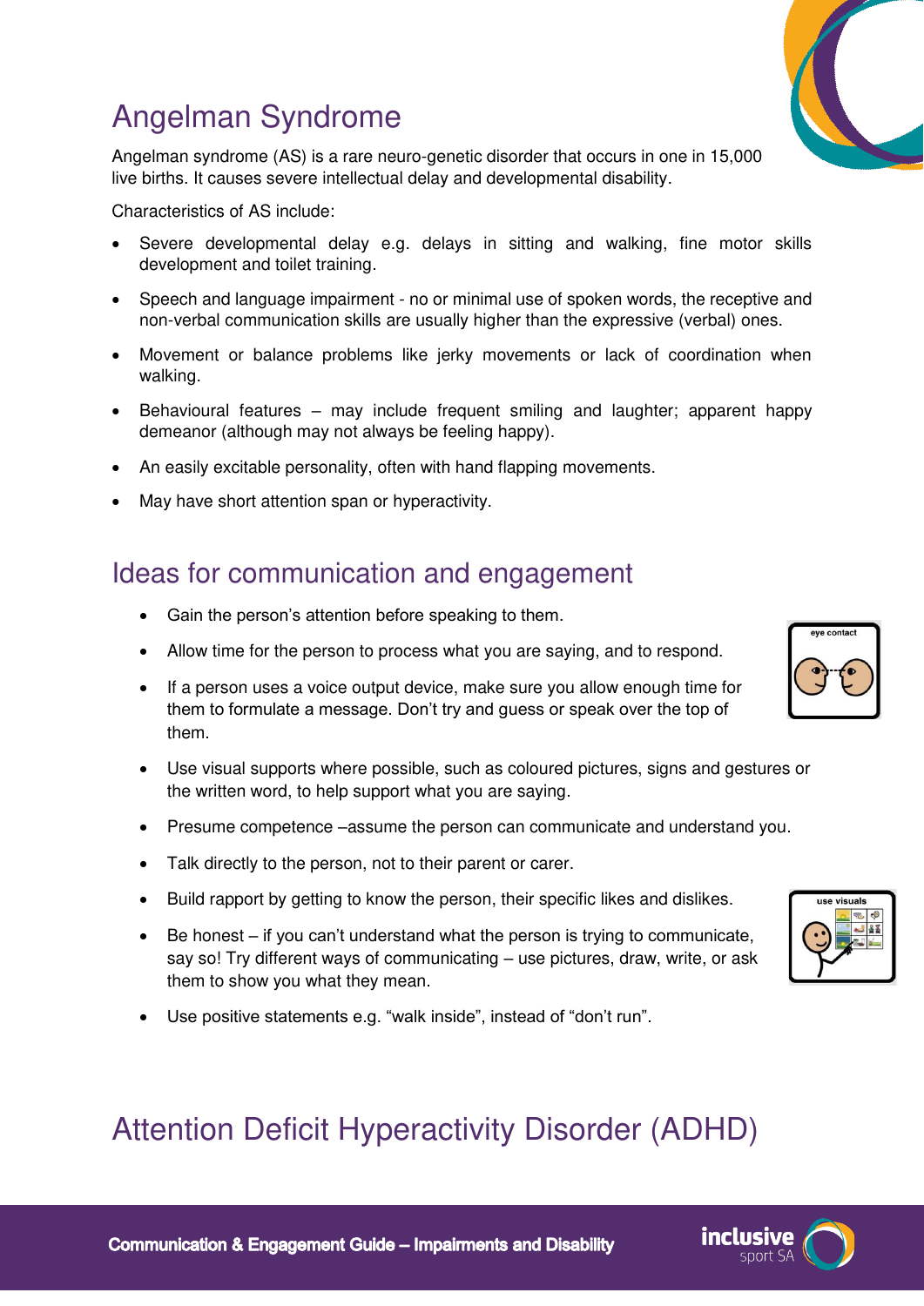# Angelman Syndrome

Angelman syndrome (AS) is a rare neuro-genetic disorder that occurs in one in 15,000 live births. It causes severe intellectual delay and developmental disability.

Characteristics of AS include:

- Severe developmental delay e.g. delays in sitting and walking, fine motor skills development and toilet training.
- Speech and language impairment - no or minimal use of spoken words, the receptive and non-verbal communication skills are usually higher than the expressive (verbal) ones.
- Movement or balance problems like jerky movements or lack of coordination when walking.
- Behavioural features – may include frequent smiling and laughter; apparent happy demeanour (although may not always be feeling happy).
- An easily excitable personality, often with hand flapping movements.
- May have short attention span or hyperactivity.

## Ideas for communication and engagement

- Gain the person's attention before speaking to them.
- Allow time for the person to process what you are saying, and to respond.
- If a person uses a voice output device, make sure you allow enough time for them to formulate a message. Don't try and guess or speak over the top of them.
- Use visual supports where possible, such as coloured pictures, signs and gestures or the written word, to help support what you are saying.
- Presume competence –assume the person can communicate and understand you.
- Talk directly to the person, not to their parent or carer.
- Build rapport by getting to know the person, their specific likes and dislikes.
- Be honest – if you can't understand what the person is trying to communicate, say so! Try different ways of communicating – use pictures, draw, write, or ask them to show you what they mean.
- Use positive statements e.g. "walk inside", instead of "don't run".

# Attention Deficit Hyperactivity Disorder (ADHD)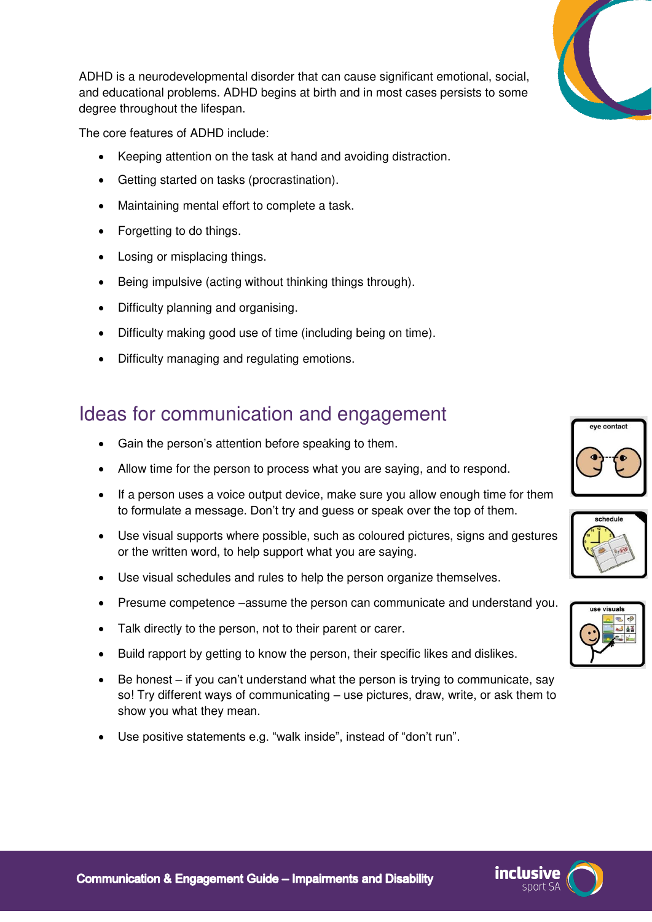ADHD is a neurodevelopmental disorder that can cause significant emotional, social, and educational problems. ADHD begins at birth and in most cases persists to some degree throughout the lifespan.

The core features of ADHD include:

- Keeping attention on the task at hand and avoiding distraction.
- Getting started on tasks (procrastination).
- Maintaining mental effort to complete a task.
- Forgetting to do things.
- Losing or misplacing things.
- Being impulsive (acting without thinking things through).
- Difficulty planning and organising.
- Difficulty making good use of time (including being on time).
- Difficulty managing and regulating emotions.

## Ideas for communication and engagement

- Gain the person's attention before speaking to them.
- Allow time for the person to process what you are saying, and to respond.
- If a person uses a voice output device, make sure you allow enough time for them to formulate a message. Don't try and guess or speak over the top of them.
- Use visual supports where possible, such as coloured pictures, signs and gestures or the written word, to help support what you are saying.
- Use visual schedules and rules to help the person organize themselves.
- Presume competence –assume the person can communicate and understand you.
- Talk directly to the person, not to their parent or carer.
- Build rapport by getting to know the person, their specific likes and dislikes.
- Be honest – if you can't understand what the person is trying to communicate, say so! Try different ways of communicating – use pictures, draw, write, or ask them to show you what they mean.
- Use positive statements e.g. "walk inside", instead of "don't run".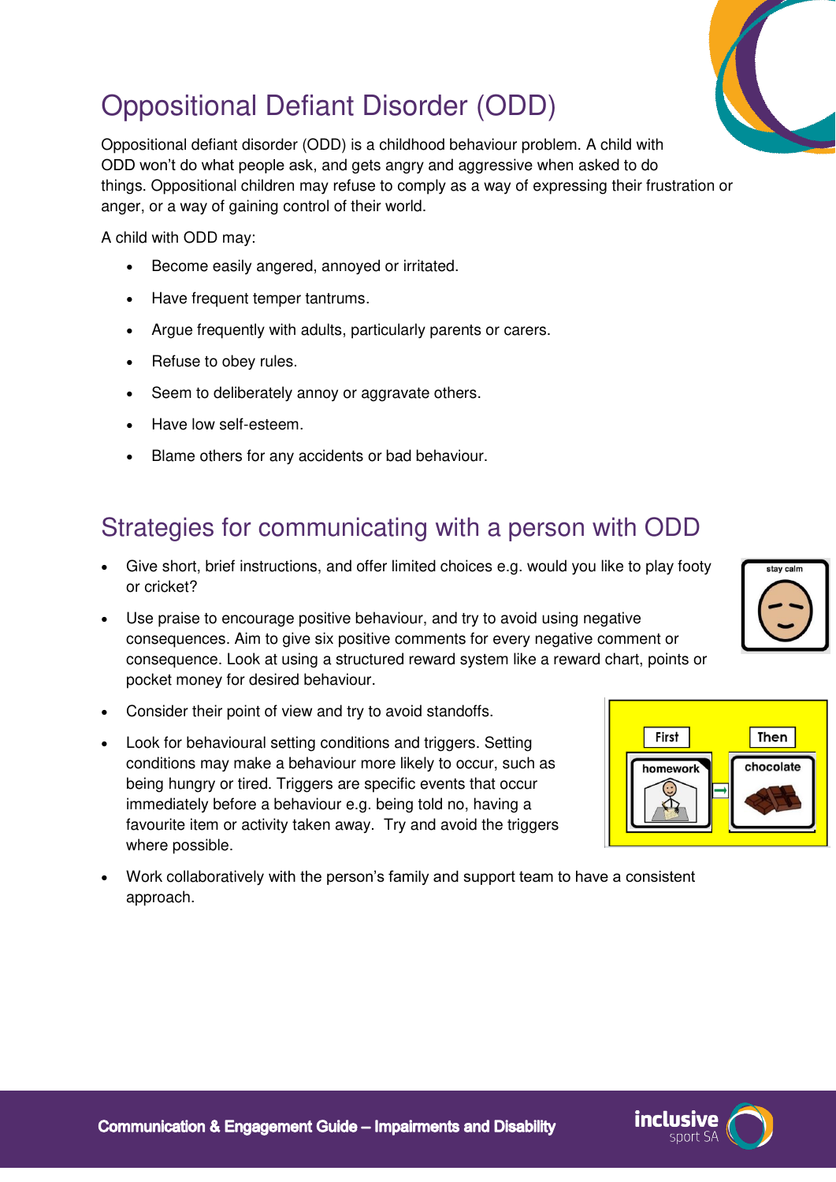# Oppositional Defiant Disorder (ODD)

Oppositional defiant disorder (ODD) is a childhood behaviour problem. A child with ODD won't do what people ask, and gets angry and aggressive when asked to do things. Oppositional children may refuse to comply as a way of expressing their frustration or anger, or a way of gaining control of their world.

A child with ODD may:

- Become easily angered, annoyed or irritated.
- Have frequent temper tantrums.
- Argue frequently with adults, particularly parents or carers.
- Refuse to obey rules.
- Seem to deliberately annoy or aggravate others.
- Have low self-esteem.
- Blame others for any accidents or bad behaviour.

## Strategies for communicating with a person with ODD

- Give short, brief instructions, and offer limited choices e.g. would you like to play footy or cricket?
- Use praise to encourage positive behaviour, and try to avoid using negative consequences. Aim to give six positive comments for every negative comment or consequence. Look at using a structured reward system like a reward chart, points or pocket money for desired behaviour.
- Consider their point of view and try to avoid standoffs.
- Look for behavioural setting conditions and triggers. Setting conditions may make a behaviour more likely to occur, such as being hungry or tired. Triggers are specific events that occur immediately before a behaviour e.g. being told no, having a favourite item or activity taken away. Try and avoid the triggers where possible.
- Work collaboratively with the person's family and support team to have a consistent approach.